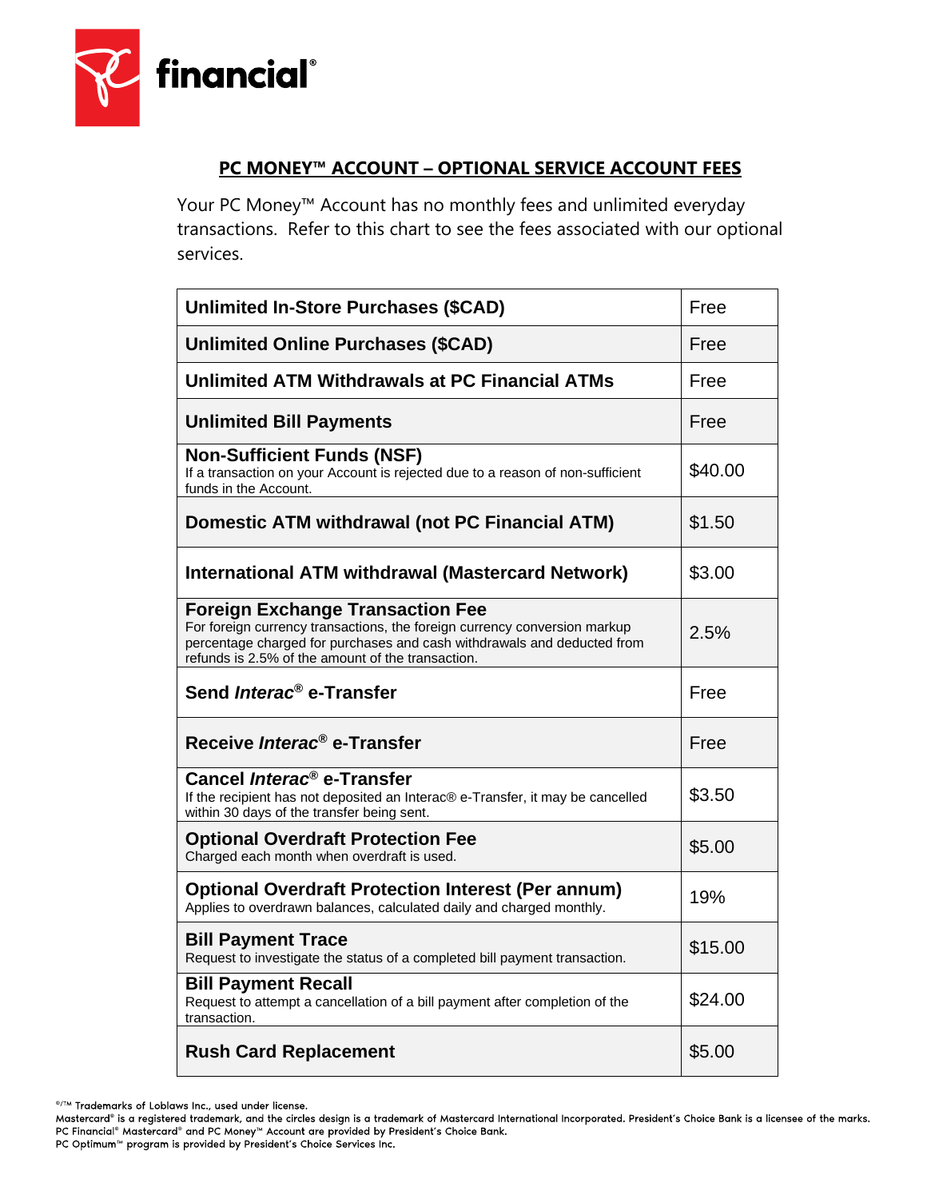financial®

## PC MONEY™ ACCOUNT – OPTIONAL SERVICE ACCOUNT FEES

Your PC Money™ Account has no monthly fees and unlimited everyday transactions. Refer to this chart to see the fees associated with our optional services.

| Service | Fee |
| --- | --- |
| **Unlimited In-Store Purchases ($CAD)** | Free |
| **Unlimited Online Purchases ($CAD)** | Free |
| **Unlimited ATM Withdrawals at PC Financial ATMs** | Free |
| **Unlimited Bill Payments** | Free |
| **Non-Sufficient Funds (NSF)**<br>If a transaction on your Account is rejected due to a reason of non-sufficient funds in the Account. | $40.00 |
| **Domestic ATM withdrawal (not PC Financial ATM)** | $1.50 |
| **International ATM withdrawal (Mastercard Network)** | $3.00 |
| **Foreign Exchange Transaction Fee**<br>For foreign currency transactions, the foreign currency conversion markup percentage charged for purchases and cash withdrawals and deducted from refunds is 2.5% of the amount of the transaction. | 2.5% |
| **Send *Interac*® e-Transfer** | Free |
| **Receive *Interac*® e-Transfer** | Free |
| **Cancel *Interac*® e-Transfer**<br>If the recipient has not deposited an Interac® e-Transfer, it may be cancelled within 30 days of the transfer being sent. | $3.50 |
| **Optional Overdraft Protection Fee**<br>Charged each month when overdraft is used. | $5.00 |
| **Optional Overdraft Protection Interest (Per annum)**<br>Applies to overdrawn balances, calculated daily and charged monthly. | 19% |
| **Bill Payment Trace**<br>Request to investigate the status of a completed bill payment transaction. | $15.00 |
| **Bill Payment Recall**<br>Request to attempt a cancellation of a bill payment after completion of the transaction. | $24.00 |
| **Rush Card Replacement** | $5.00 |

®/™ Trademarks of Loblaws Inc., used under license.
Mastercard® is a registered trademark, and the circles design is a trademark of Mastercard International Incorporated. President's Choice Bank is a licensee of the marks.
PC Financial® Mastercard® and PC Money™ Account are provided by President's Choice Bank.
PC Optimum™ program is provided by President's Choice Services Inc.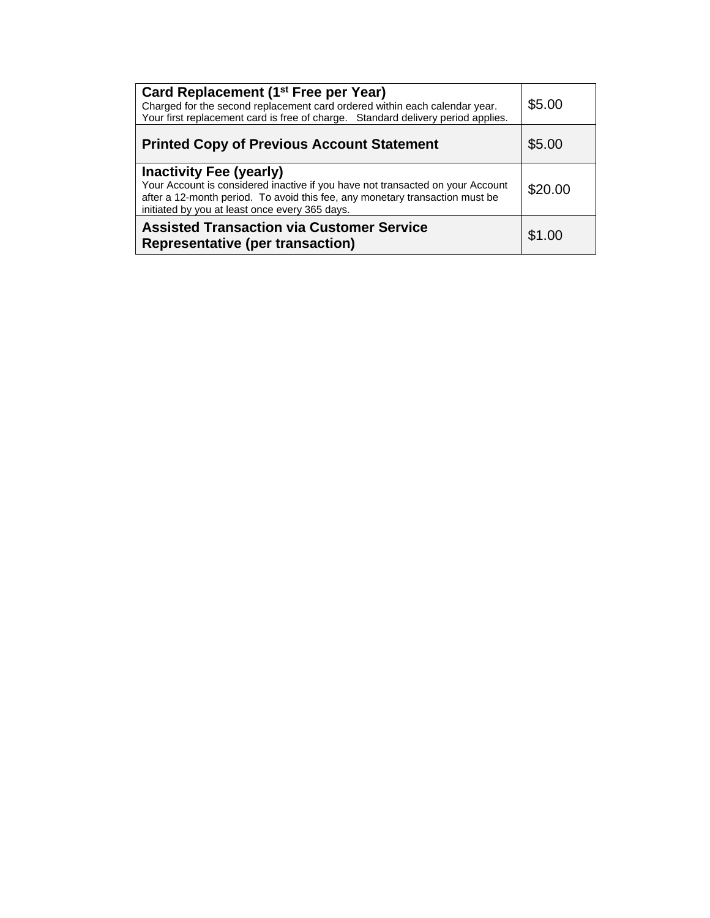| | |
|---|---|
| **Card Replacement (1st Free per Year)**<br>Charged for the second replacement card ordered within each calendar year. Your first replacement card is free of charge. Standard delivery period applies. | $5.00 |
| **Printed Copy of Previous Account Statement** | $5.00 |
| **Inactivity Fee (yearly)**<br>Your Account is considered inactive if you have not transacted on your Account after a 12-month period. To avoid this fee, any monetary transaction must be initiated by you at least once every 365 days. | $20.00 |
| **Assisted Transaction via Customer Service Representative (per transaction)** | $1.00 |